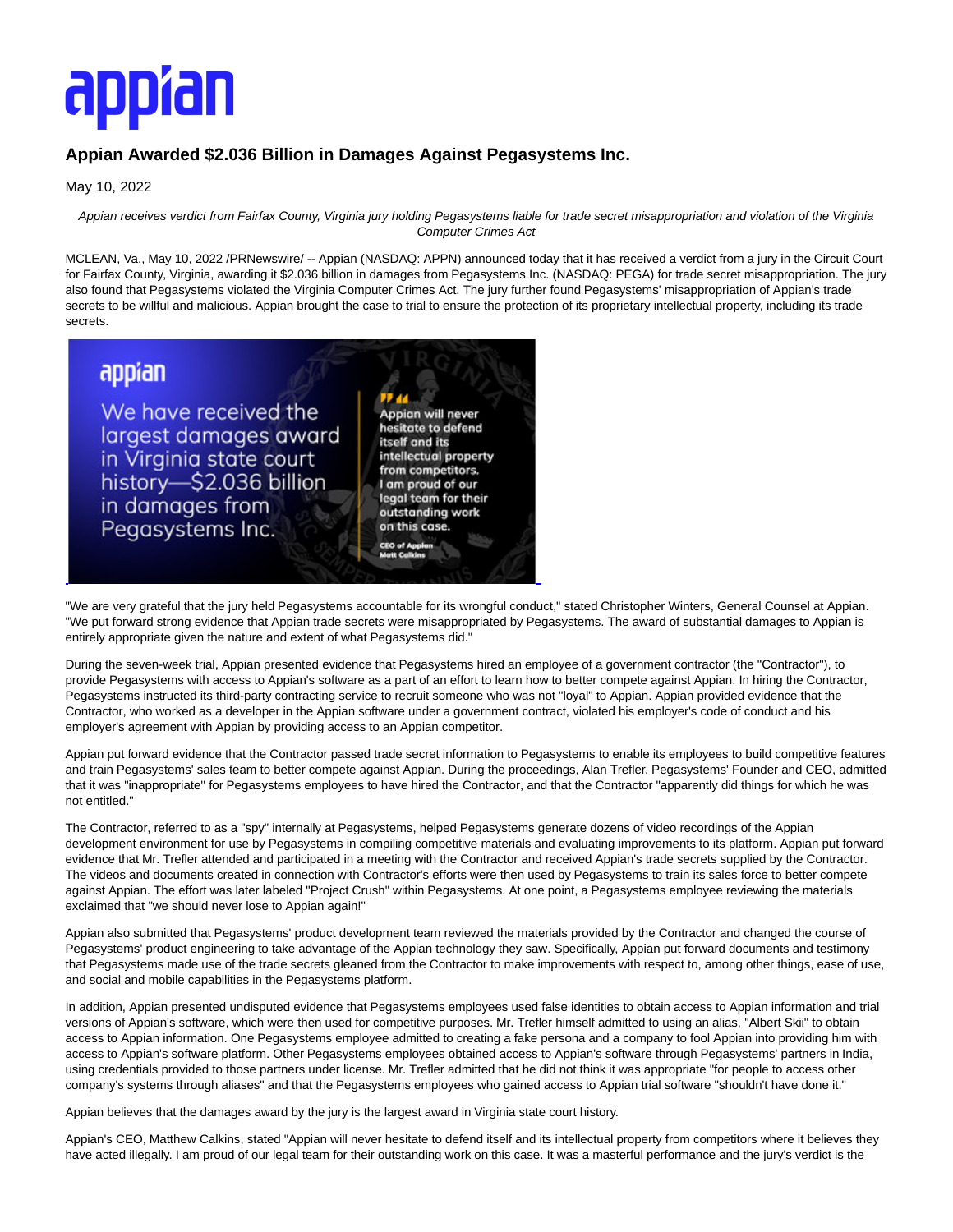# Appian Awarded $2.036 Billion in Damages Against Pegasystems Inc.

May 10, 2022

*Appian receives verdict from Fairfax County, Virginia jury holding Pegasystems liable for trade secret misappropriation and violation of the Virginia Computer Crimes Act*

MCLEAN, Va., May 10, 2022 /PRNewswire/ -- Appian (NASDAQ: APPN) announced today that it has received a verdict from a jury in the Circuit Court for Fairfax County, Virginia, awarding it $2.036 billion in damages from Pegasystems Inc. (NASDAQ: PEGA) for trade secret misappropriation. The jury also found that Pegasystems violated the Virginia Computer Crimes Act. The jury further found Pegasystems' misappropriation of Appian's trade secrets to be willful and malicious. Appian brought the case to trial to ensure the protection of its proprietary intellectual property, including its trade secrets.

"We are very grateful that the jury held Pegasystems accountable for its wrongful conduct," stated Christopher Winters, General Counsel at Appian. "We put forward strong evidence that Appian trade secrets were misappropriated by Pegasystems. The award of substantial damages to Appian is entirely appropriate given the nature and extent of what Pegasystems did."

During the seven-week trial, Appian presented evidence that Pegasystems hired an employee of a government contractor (the "Contractor"), to provide Pegasystems with access to Appian's software as a part of an effort to learn how to better compete against Appian. In hiring the Contractor, Pegasystems instructed its third-party contracting service to recruit someone who was not "loyal" to Appian. Appian provided evidence that the Contractor, who worked as a developer in the Appian software under a government contract, violated his employer's code of conduct and his employer's agreement with Appian by providing access to an Appian competitor.

Appian put forward evidence that the Contractor passed trade secret information to Pegasystems to enable its employees to build competitive features and train Pegasystems' sales team to better compete against Appian. During the proceedings, Alan Trefler, Pegasystems' Founder and CEO, admitted that it was "inappropriate" for Pegasystems employees to have hired the Contractor, and that the Contractor "apparently did things for which he was not entitled."

The Contractor, referred to as a "spy" internally at Pegasystems, helped Pegasystems generate dozens of video recordings of the Appian development environment for use by Pegasystems in compiling competitive materials and evaluating improvements to its platform. Appian put forward evidence that Mr. Trefler attended and participated in a meeting with the Contractor and received Appian's trade secrets supplied by the Contractor. The videos and documents created in connection with Contractor's efforts were then used by Pegasystems to train its sales force to better compete against Appian. The effort was later labeled "Project Crush" within Pegasystems. At one point, a Pegasystems employee reviewing the materials exclaimed that "we should never lose to Appian again!"

Appian also submitted that Pegasystems' product development team reviewed the materials provided by the Contractor and changed the course of Pegasystems' product engineering to take advantage of the Appian technology they saw. Specifically, Appian put forward documents and testimony that Pegasystems made use of the trade secrets gleaned from the Contractor to make improvements with respect to, among other things, ease of use, and social and mobile capabilities in the Pegasystems platform.

In addition, Appian presented undisputed evidence that Pegasystems employees used false identities to obtain access to Appian information and trial versions of Appian's software, which were then used for competitive purposes. Mr. Trefler himself admitted to using an alias, "Albert Skii" to obtain access to Appian information. One Pegasystems employee admitted to creating a fake persona and a company to fool Appian into providing him with access to Appian's software platform. Other Pegasystems employees obtained access to Appian's software through Pegasystems' partners in India, using credentials provided to those partners under license. Mr. Trefler admitted that he did not think it was appropriate "for people to access other company's systems through aliases" and that the Pegasystems employees who gained access to Appian trial software "shouldn't have done it."

Appian believes that the damages award by the jury is the largest award in Virginia state court history.

Appian's CEO, Matthew Calkins, stated "Appian will never hesitate to defend itself and its intellectual property from competitors where it believes they have acted illegally. I am proud of our legal team for their outstanding work on this case. It was a masterful performance and the jury's verdict is the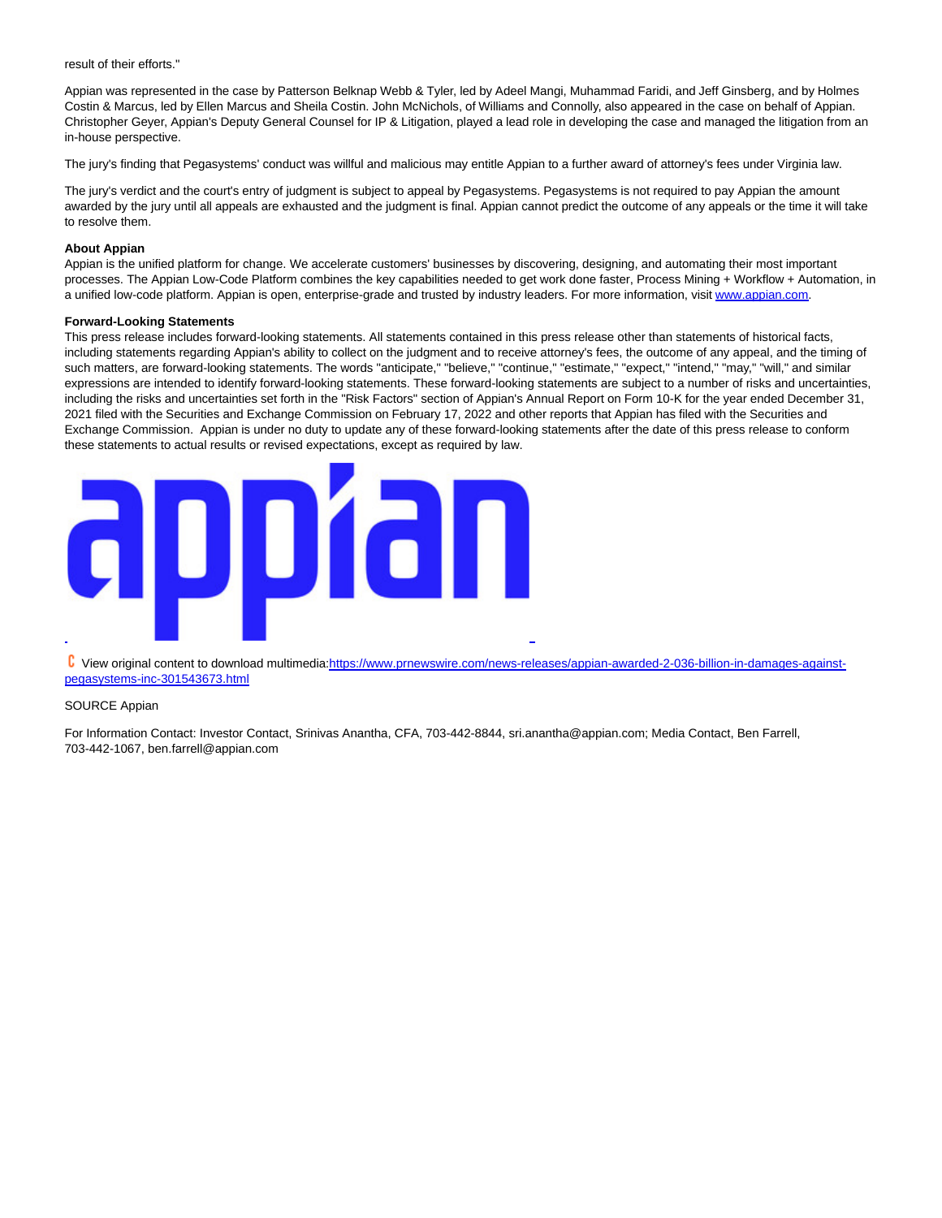result of their efforts."

Appian was represented in the case by Patterson Belknap Webb & Tyler, led by Adeel Mangi, Muhammad Faridi, and Jeff Ginsberg, and by Holmes Costin & Marcus, led by Ellen Marcus and Sheila Costin. John McNichols, of Williams and Connolly, also appeared in the case on behalf of Appian. Christopher Geyer, Appian's Deputy General Counsel for IP & Litigation, played a lead role in developing the case and managed the litigation from an in-house perspective.

The jury's finding that Pegasystems' conduct was willful and malicious may entitle Appian to a further award of attorney's fees under Virginia law.

The jury's verdict and the court's entry of judgment is subject to appeal by Pegasystems. Pegasystems is not required to pay Appian the amount awarded by the jury until all appeals are exhausted and the judgment is final. Appian cannot predict the outcome of any appeals or the time it will take to resolve them.

**About Appian**
Appian is the unified platform for change. We accelerate customers' businesses by discovering, designing, and automating their most important processes. The Appian Low-Code Platform combines the key capabilities needed to get work done faster, Process Mining + Workflow + Automation, in a unified low-code platform. Appian is open, enterprise-grade and trusted by industry leaders. For more information, visit www.appian.com.

**Forward-Looking Statements**
This press release includes forward-looking statements. All statements contained in this press release other than statements of historical facts, including statements regarding Appian's ability to collect on the judgment and to receive attorney's fees, the outcome of any appeal, and the timing of such matters, are forward-looking statements. The words "anticipate," "believe," "continue," "estimate," "expect," "intend," "may," "will," and similar expressions are intended to identify forward-looking statements. These forward-looking statements are subject to a number of risks and uncertainties, including the risks and uncertainties set forth in the "Risk Factors" section of Appian's Annual Report on Form 10-K for the year ended December 31, 2021 filed with the Securities and Exchange Commission on February 17, 2022 and other reports that Appian has filed with the Securities and Exchange Commission. Appian is under no duty to update any of these forward-looking statements after the date of this press release to conform these statements to actual results or revised expectations, except as required by law.

View original content to download multimedia:https://www.prnewswire.com/news-releases/appian-awarded-2-036-billion-in-damages-against-pegasystems-inc-301543673.html

SOURCE Appian

For Information Contact: Investor Contact, Srinivas Anantha, CFA, 703-442-8844, sri.anantha@appian.com; Media Contact, Ben Farrell, 703-442-1067, ben.farrell@appian.com